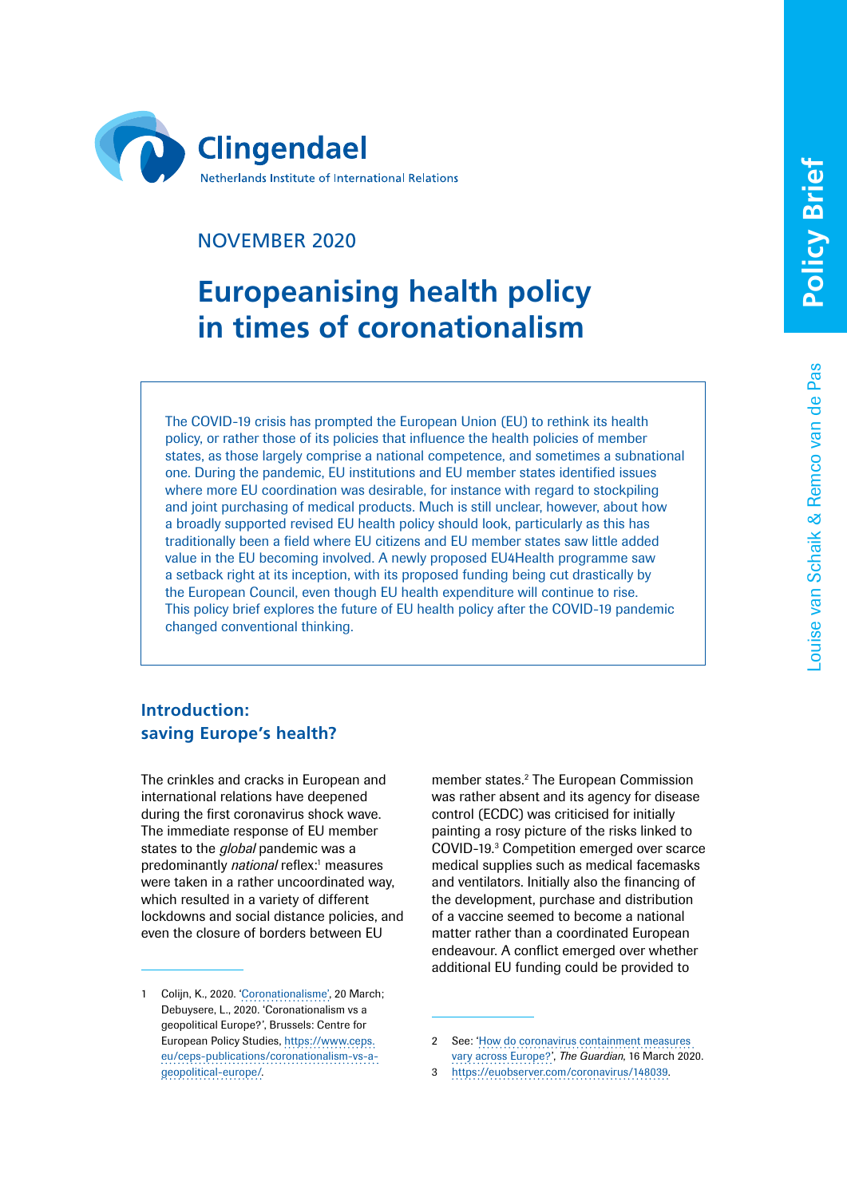Clingendael

Netherlands Institute of International Relations

NOVEMBER 2020

Policy Brief

Louise van Schaik & Remco van de Pas

# Europeanising health policy in times of coronationalism

The COVID-19 crisis has prompted the European Union (EU) to rethink its health policy, or rather those of its policies that influence the health policies of member states, as those largely comprise a national competence, and sometimes a subnational one. During the pandemic, EU institutions and EU member states identified issues where more EU coordination was desirable, for instance with regard to stockpiling and joint purchasing of medical products. Much is still unclear, however, about how a broadly supported revised EU health policy should look, particularly as this has traditionally been a field where EU citizens and EU member states saw little added value in the EU becoming involved. A newly proposed EU4Health programme saw a setback right at its inception, with its proposed funding being cut drastically by the European Council, even though EU health expenditure will continue to rise. This policy brief explores the future of EU health policy after the COVID-19 pandemic changed conventional thinking.

## Introduction: saving Europe's health?

The crinkles and cracks in European and international relations have deepened during the first coronavirus shock wave. The immediate response of EU member states to the *global* pandemic was a predominantly *national* reflex:[1] measures were taken in a rather uncoordinated way, which resulted in a variety of different lockdowns and social distance policies, and even the closure of borders between EU member states.[2] The European Commission was rather absent and its agency for disease control (ECDC) was criticised for initially painting a rosy picture of the risks linked to COVID-19.[3] Competition emerged over scarce medical supplies such as medical facemasks and ventilators. Initially also the financing of the development, purchase and distribution of a vaccine seemed to become a national matter rather than a coordinated European endeavour. A conflict emerged over whether additional EU funding could be provided to

1 Colijn, K., 2020. 'Coronationalisme', 20 March; Debuysere, L., 2020. 'Coronationalism vs a geopolitical Europe?', Brussels: Centre for European Policy Studies, https://www.ceps.eu/ceps-publications/coronationalism-vs-a-geopolitical-europe/.

2 See: 'How do coronavirus containment measures vary across Europe?', *The Guardian*, 16 March 2020.

3 https://euobserver.com/coronavirus/148039.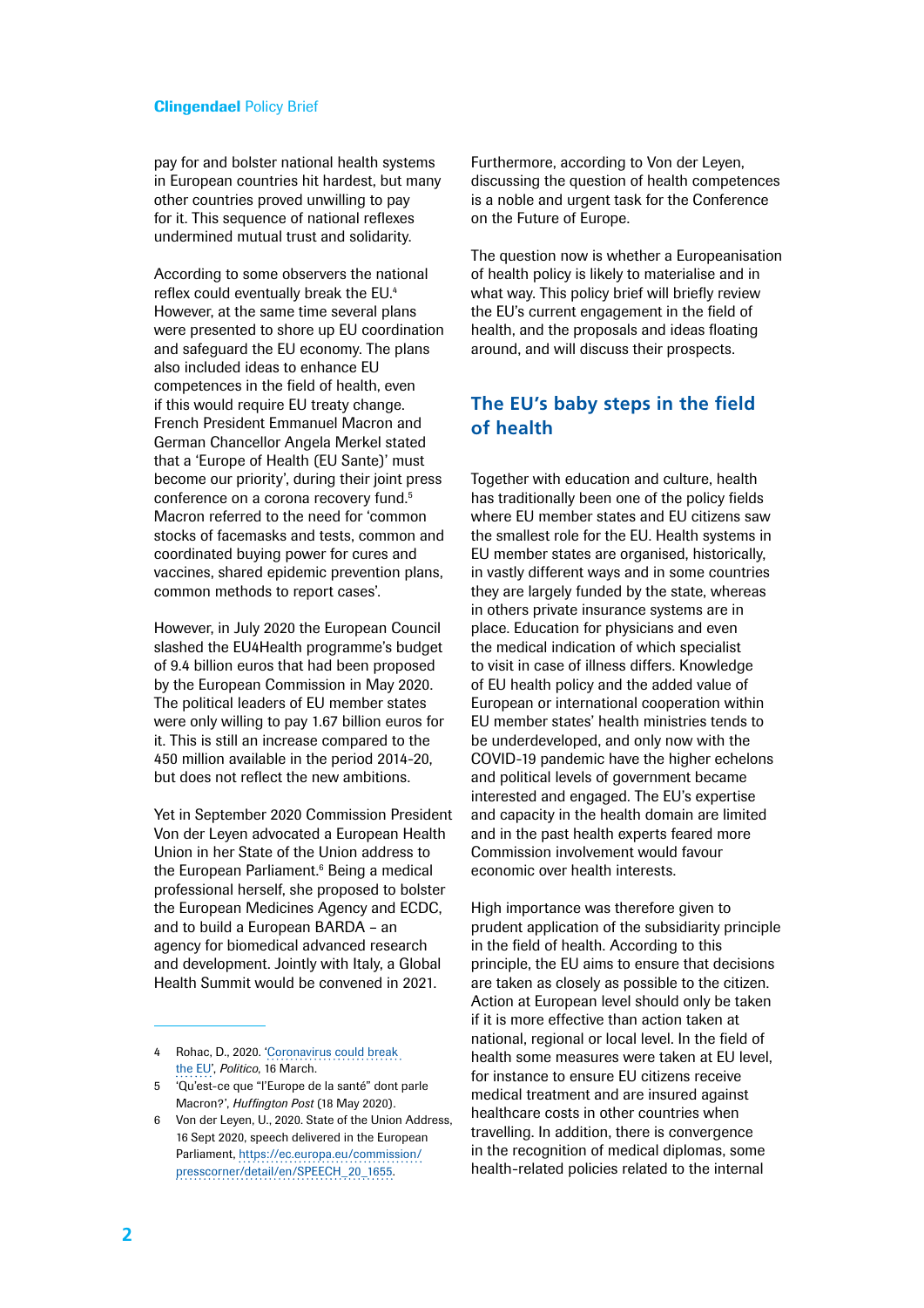pay for and bolster national health systems in European countries hit hardest, but many other countries proved unwilling to pay for it. This sequence of national reflexes undermined mutual trust and solidarity.

According to some observers the national reflex could eventually break the EU.[4] However, at the same time several plans were presented to shore up EU coordination and safeguard the EU economy. The plans also included ideas to enhance EU competences in the field of health, even if this would require EU treaty change. French President Emmanuel Macron and German Chancellor Angela Merkel stated that a 'Europe of Health (EU Sante)' must become our priority', during their joint press conference on a corona recovery fund.[5] Macron referred to the need for 'common stocks of facemasks and tests, common and coordinated buying power for cures and vaccines, shared epidemic prevention plans, common methods to report cases'.

However, in July 2020 the European Council slashed the EU4Health programme's budget of 9.4 billion euros that had been proposed by the European Commission in May 2020. The political leaders of EU member states were only willing to pay 1.67 billion euros for it. This is still an increase compared to the 450 million available in the period 2014-20, but does not reflect the new ambitions.

Yet in September 2020 Commission President Von der Leyen advocated a European Health Union in her State of the Union address to the European Parliament.[6] Being a medical professional herself, she proposed to bolster the European Medicines Agency and ECDC, and to build a European BARDA – an agency for biomedical advanced research and development. Jointly with Italy, a Global Health Summit would be convened in 2021.

Furthermore, according to Von der Leyen, discussing the question of health competences is a noble and urgent task for the Conference on the Future of Europe.

The question now is whether a Europeanisation of health policy is likely to materialise and in what way. This policy brief will briefly review the EU's current engagement in the field of health, and the proposals and ideas floating around, and will discuss their prospects.

## The EU's baby steps in the field of health

Together with education and culture, health has traditionally been one of the policy fields where EU member states and EU citizens saw the smallest role for the EU. Health systems in EU member states are organised, historically, in vastly different ways and in some countries they are largely funded by the state, whereas in others private insurance systems are in place. Education for physicians and even the medical indication of which specialist to visit in case of illness differs. Knowledge of EU health policy and the added value of European or international cooperation within EU member states' health ministries tends to be underdeveloped, and only now with the COVID-19 pandemic have the higher echelons and political levels of government became interested and engaged. The EU's expertise and capacity in the health domain are limited and in the past health experts feared more Commission involvement would favour economic over health interests.

High importance was therefore given to prudent application of the subsidiarity principle in the field of health. According to this principle, the EU aims to ensure that decisions are taken as closely as possible to the citizen. Action at European level should only be taken if it is more effective than action taken at national, regional or local level. In the field of health some measures were taken at EU level, for instance to ensure EU citizens receive medical treatment and are insured against healthcare costs in other countries when travelling. In addition, there is convergence in the recognition of medical diplomas, some health-related policies related to the internal

---

4 Rohac, D., 2020. 'Coronavirus could break the EU', *Politico*, 16 March.

5 'Qu'est-ce que "l'Europe de la santé" dont parle Macron?', *Huffington Post* (18 May 2020).

6 Von der Leyen, U., 2020. State of the Union Address, 16 Sept 2020, speech delivered in the European Parliament, https://ec.europa.eu/commission/presscorner/detail/en/SPEECH_20_1655.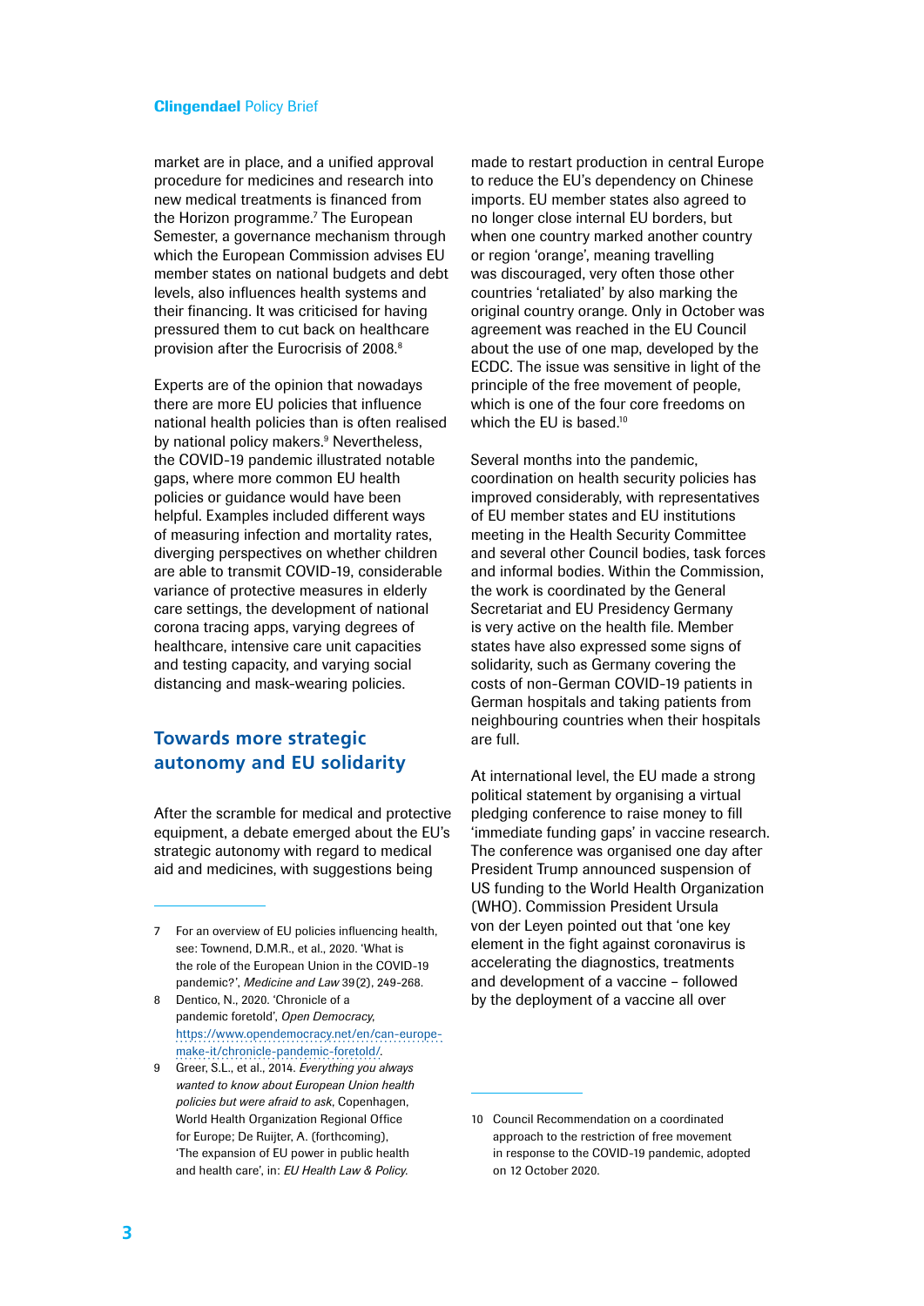market are in place, and a unified approval procedure for medicines and research into new medical treatments is financed from the Horizon programme.[7] The European Semester, a governance mechanism through which the European Commission advises EU member states on national budgets and debt levels, also influences health systems and their financing. It was criticised for having pressured them to cut back on healthcare provision after the Eurocrisis of 2008.[8]

Experts are of the opinion that nowadays there are more EU policies that influence national health policies than is often realised by national policy makers.[9] Nevertheless, the COVID-19 pandemic illustrated notable gaps, where more common EU health policies or guidance would have been helpful. Examples included different ways of measuring infection and mortality rates, diverging perspectives on whether children are able to transmit COVID-19, considerable variance of protective measures in elderly care settings, the development of national corona tracing apps, varying degrees of healthcare, intensive care unit capacities and testing capacity, and varying social distancing and mask-wearing policies.

## Towards more strategic autonomy and EU solidarity

After the scramble for medical and protective equipment, a debate emerged about the EU's strategic autonomy with regard to medical aid and medicines, with suggestions being made to restart production in central Europe to reduce the EU's dependency on Chinese imports. EU member states also agreed to no longer close internal EU borders, but when one country marked another country or region 'orange', meaning travelling was discouraged, very often those other countries 'retaliated' by also marking the original country orange. Only in October was agreement reached in the EU Council about the use of one map, developed by the ECDC. The issue was sensitive in light of the principle of the free movement of people, which is one of the four core freedoms on which the EU is based.[10]

Several months into the pandemic, coordination on health security policies has improved considerably, with representatives of EU member states and EU institutions meeting in the Health Security Committee and several other Council bodies, task forces and informal bodies. Within the Commission, the work is coordinated by the General Secretariat and EU Presidency Germany is very active on the health file. Member states have also expressed some signs of solidarity, such as Germany covering the costs of non-German COVID-19 patients in German hospitals and taking patients from neighbouring countries when their hospitals are full.

At international level, the EU made a strong political statement by organising a virtual pledging conference to raise money to fill 'immediate funding gaps' in vaccine research. The conference was organised one day after President Trump announced suspension of US funding to the World Health Organization (WHO). Commission President Ursula von der Leyen pointed out that 'one key element in the fight against coronavirus is accelerating the diagnostics, treatments and development of a vaccine – followed by the deployment of a vaccine all over

---

7 For an overview of EU policies influencing health, see: Townend, D.M.R., et al., 2020. 'What is the role of the European Union in the COVID-19 pandemic?', *Medicine and Law* 39(2), 249-268.

8 Dentico, N., 2020. 'Chronicle of a pandemic foretold', *Open Democracy*, https://www.opendemocracy.net/en/can-europe-make-it/chronicle-pandemic-foretold/.

9 Greer, S.L., et al., 2014. *Everything you always wanted to know about European Union health policies but were afraid to ask*, Copenhagen, World Health Organization Regional Office for Europe; De Ruijter, A. (forthcoming), 'The expansion of EU power in public health and health care', in: *EU Health Law & Policy*.

10 Council Recommendation on a coordinated approach to the restriction of free movement in response to the COVID-19 pandemic, adopted on 12 October 2020.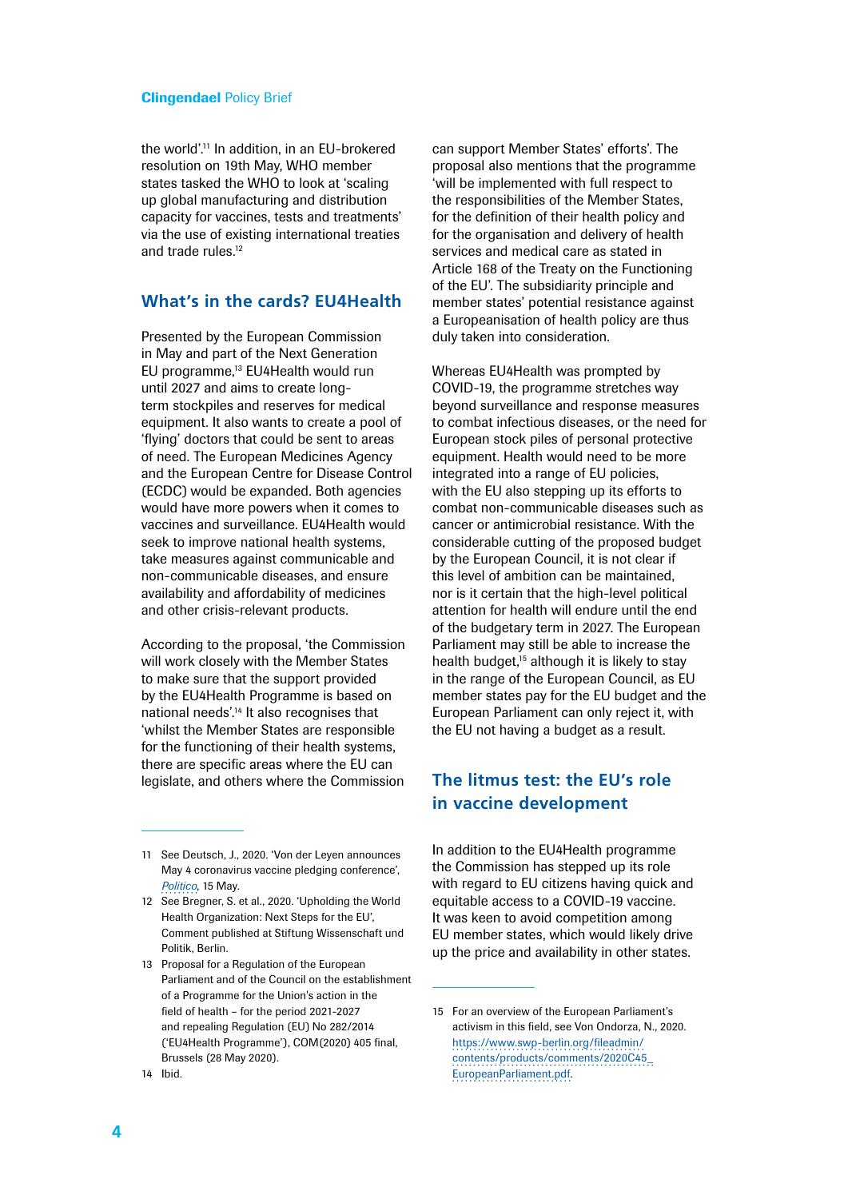the world'.[11] In addition, in an EU-brokered resolution on 19th May, WHO member states tasked the WHO to look at 'scaling up global manufacturing and distribution capacity for vaccines, tests and treatments' via the use of existing international treaties and trade rules.[12]

## What's in the cards? EU4Health

Presented by the European Commission in May and part of the Next Generation EU programme,[13] EU4Health would run until 2027 and aims to create long-term stockpiles and reserves for medical equipment. It also wants to create a pool of 'flying' doctors that could be sent to areas of need. The European Medicines Agency and the European Centre for Disease Control (ECDC) would be expanded. Both agencies would have more powers when it comes to vaccines and surveillance. EU4Health would seek to improve national health systems, take measures against communicable and non-communicable diseases, and ensure availability and affordability of medicines and other crisis-relevant products.

According to the proposal, 'the Commission will work closely with the Member States to make sure that the support provided by the EU4Health Programme is based on national needs'.[14] It also recognises that 'whilst the Member States are responsible for the functioning of their health systems, there are specific areas where the EU can legislate, and others where the Commission can support Member States' efforts'. The proposal also mentions that the programme 'will be implemented with full respect to the responsibilities of the Member States, for the definition of their health policy and for the organisation and delivery of health services and medical care as stated in Article 168 of the Treaty on the Functioning of the EU'. The subsidiarity principle and member states' potential resistance against a Europeanisation of health policy are thus duly taken into consideration.

Whereas EU4Health was prompted by COVID-19, the programme stretches way beyond surveillance and response measures to combat infectious diseases, or the need for European stock piles of personal protective equipment. Health would need to be more integrated into a range of EU policies, with the EU also stepping up its efforts to combat non-communicable diseases such as cancer or antimicrobial resistance. With the considerable cutting of the proposed budget by the European Council, it is not clear if this level of ambition can be maintained, nor is it certain that the high-level political attention for health will endure until the end of the budgetary term in 2027. The European Parliament may still be able to increase the health budget,[15] although it is likely to stay in the range of the European Council, as EU member states pay for the EU budget and the European Parliament can only reject it, with the EU not having a budget as a result.

## The litmus test: the EU's role in vaccine development

In addition to the EU4Health programme the Commission has stepped up its role with regard to EU citizens having quick and equitable access to a COVID-19 vaccine. It was keen to avoid competition among EU member states, which would likely drive up the price and availability in other states.

---

11 See Deutsch, J., 2020. 'Von der Leyen announces May 4 coronavirus vaccine pledging conference', *Politico*, 15 May.

12 See Bregner, S. et al., 2020. 'Upholding the World Health Organization: Next Steps for the EU', Comment published at Stiftung Wissenschaft und Politik, Berlin.

13 Proposal for a Regulation of the European Parliament and of the Council on the establishment of a Programme for the Union's action in the field of health – for the period 2021-2027 and repealing Regulation (EU) No 282/2014 ('EU4Health Programme'), COM(2020) 405 final, Brussels (28 May 2020).

14 Ibid.

15 For an overview of the European Parliament's activism in this field, see Von Ondorza, N., 2020. https://www.swp-berlin.org/fileadmin/contents/products/comments/2020C45_EuropeanParliament.pdf.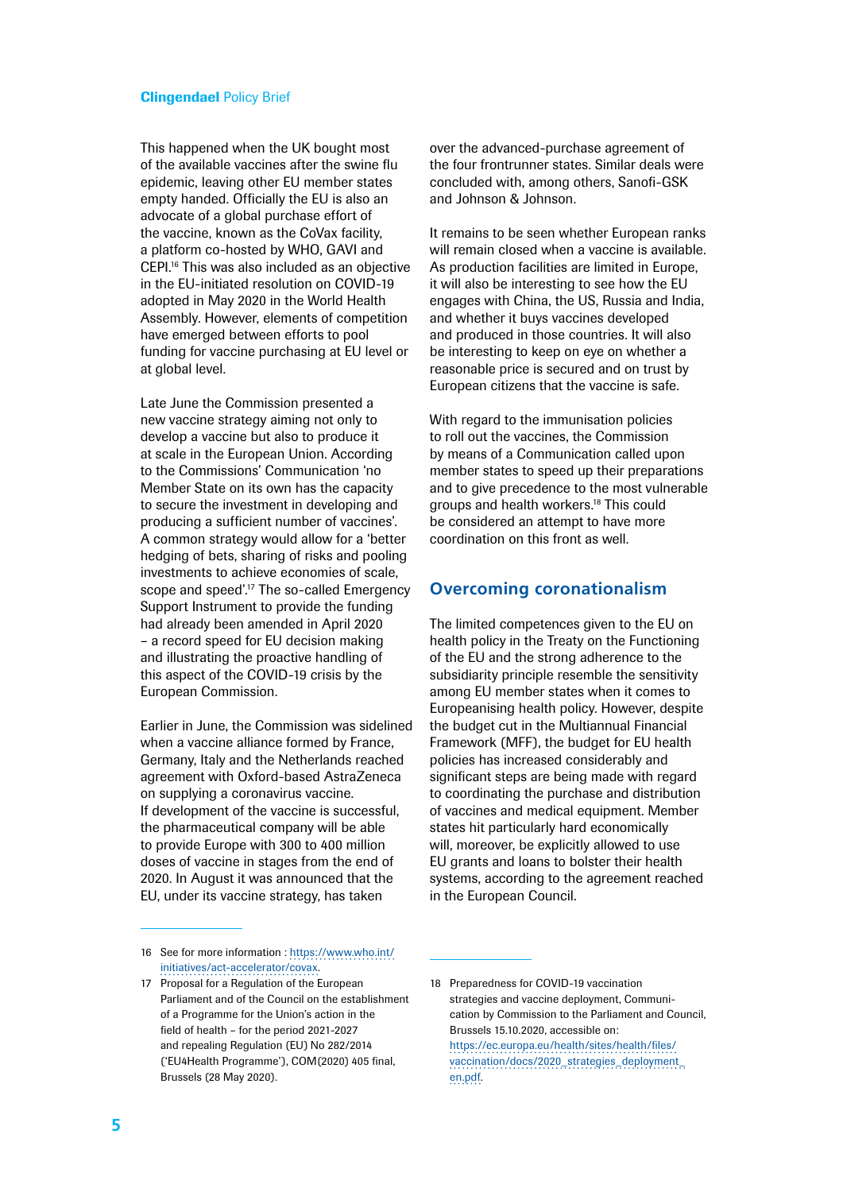This happened when the UK bought most of the available vaccines after the swine flu epidemic, leaving other EU member states empty handed. Officially the EU is also an advocate of a global purchase effort of the vaccine, known as the CoVax facility, a platform co-hosted by WHO, GAVI and CEPI.[16] This was also included as an objective in the EU-initiated resolution on COVID-19 adopted in May 2020 in the World Health Assembly. However, elements of competition have emerged between efforts to pool funding for vaccine purchasing at EU level or at global level.

Late June the Commission presented a new vaccine strategy aiming not only to develop a vaccine but also to produce it at scale in the European Union. According to the Commissions' Communication 'no Member State on its own has the capacity to secure the investment in developing and producing a sufficient number of vaccines'. A common strategy would allow for a 'better hedging of bets, sharing of risks and pooling investments to achieve economies of scale, scope and speed'.[17] The so-called Emergency Support Instrument to provide the funding had already been amended in April 2020 – a record speed for EU decision making and illustrating the proactive handling of this aspect of the COVID-19 crisis by the European Commission.

Earlier in June, the Commission was sidelined when a vaccine alliance formed by France, Germany, Italy and the Netherlands reached agreement with Oxford-based AstraZeneca on supplying a coronavirus vaccine. If development of the vaccine is successful, the pharmaceutical company will be able to provide Europe with 300 to 400 million doses of vaccine in stages from the end of 2020. In August it was announced that the EU, under its vaccine strategy, has taken over the advanced-purchase agreement of the four frontrunner states. Similar deals were concluded with, among others, Sanofi-GSK and Johnson & Johnson.

It remains to be seen whether European ranks will remain closed when a vaccine is available. As production facilities are limited in Europe, it will also be interesting to see how the EU engages with China, the US, Russia and India, and whether it buys vaccines developed and produced in those countries. It will also be interesting to keep on eye on whether a reasonable price is secured and on trust by European citizens that the vaccine is safe.

With regard to the immunisation policies to roll out the vaccines, the Commission by means of a Communication called upon member states to speed up their preparations and to give precedence to the most vulnerable groups and health workers.[18] This could be considered an attempt to have more coordination on this front as well.

## Overcoming coronationalism

The limited competences given to the EU on health policy in the Treaty on the Functioning of the EU and the strong adherence to the subsidiarity principle resemble the sensitivity among EU member states when it comes to Europeanising health policy. However, despite the budget cut in the Multiannual Financial Framework (MFF), the budget for EU health policies has increased considerably and significant steps are being made with regard to coordinating the purchase and distribution of vaccines and medical equipment. Member states hit particularly hard economically will, moreover, be explicitly allowed to use EU grants and loans to bolster their health systems, according to the agreement reached in the European Council.

---

16 See for more information : https://www.who.int/initiatives/act-accelerator/covax.

17 Proposal for a Regulation of the European Parliament and of the Council on the establishment of a Programme for the Union's action in the field of health – for the period 2021-2027 and repealing Regulation (EU) No 282/2014 ('EU4Health Programme'), COM(2020) 405 final, Brussels (28 May 2020).

18 Preparedness for COVID-19 vaccination strategies and vaccine deployment, Communication by Commission to the Parliament and Council, Brussels 15.10.2020, accessible on: https://ec.europa.eu/health/sites/health/files/vaccination/docs/2020_strategies_deployment_en.pdf.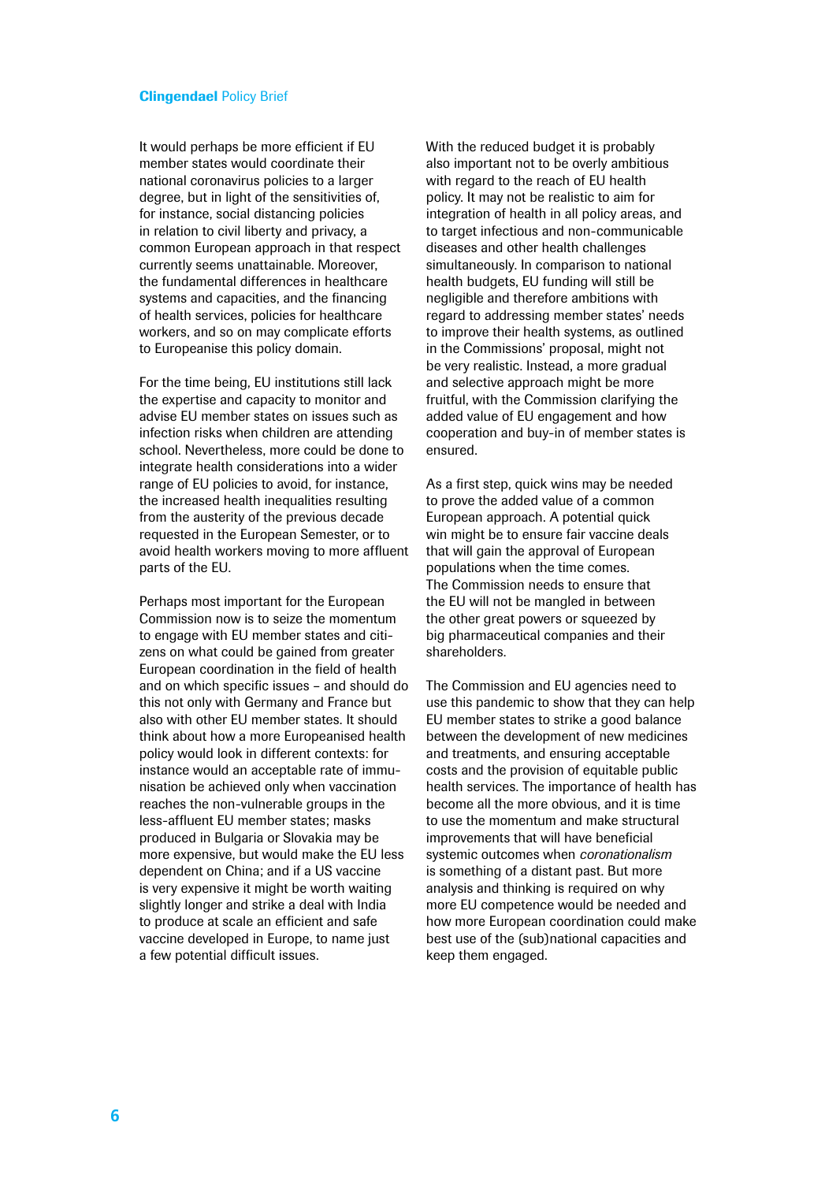It would perhaps be more efficient if EU member states would coordinate their national coronavirus policies to a larger degree, but in light of the sensitivities of, for instance, social distancing policies in relation to civil liberty and privacy, a common European approach in that respect currently seems unattainable. Moreover, the fundamental differences in healthcare systems and capacities, and the financing of health services, policies for healthcare workers, and so on may complicate efforts to Europeanise this policy domain.

For the time being, EU institutions still lack the expertise and capacity to monitor and advise EU member states on issues such as infection risks when children are attending school. Nevertheless, more could be done to integrate health considerations into a wider range of EU policies to avoid, for instance, the increased health inequalities resulting from the austerity of the previous decade requested in the European Semester, or to avoid health workers moving to more affluent parts of the EU.

Perhaps most important for the European Commission now is to seize the momentum to engage with EU member states and citizens on what could be gained from greater European coordination in the field of health and on which specific issues – and should do this not only with Germany and France but also with other EU member states. It should think about how a more Europeanised health policy would look in different contexts: for instance would an acceptable rate of immunisation be achieved only when vaccination reaches the non-vulnerable groups in the less-affluent EU member states; masks produced in Bulgaria or Slovakia may be more expensive, but would make the EU less dependent on China; and if a US vaccine is very expensive it might be worth waiting slightly longer and strike a deal with India to produce at scale an efficient and safe vaccine developed in Europe, to name just a few potential difficult issues.

With the reduced budget it is probably also important not to be overly ambitious with regard to the reach of EU health policy. It may not be realistic to aim for integration of health in all policy areas, and to target infectious and non-communicable diseases and other health challenges simultaneously. In comparison to national health budgets, EU funding will still be negligible and therefore ambitions with regard to addressing member states' needs to improve their health systems, as outlined in the Commissions' proposal, might not be very realistic. Instead, a more gradual and selective approach might be more fruitful, with the Commission clarifying the added value of EU engagement and how cooperation and buy-in of member states is ensured.

As a first step, quick wins may be needed to prove the added value of a common European approach. A potential quick win might be to ensure fair vaccine deals that will gain the approval of European populations when the time comes. The Commission needs to ensure that the EU will not be mangled in between the other great powers or squeezed by big pharmaceutical companies and their shareholders.

The Commission and EU agencies need to use this pandemic to show that they can help EU member states to strike a good balance between the development of new medicines and treatments, and ensuring acceptable costs and the provision of equitable public health services. The importance of health has become all the more obvious, and it is time to use the momentum and make structural improvements that will have beneficial systemic outcomes when *coronationalism* is something of a distant past. But more analysis and thinking is required on why more EU competence would be needed and how more European coordination could make best use of the (sub)national capacities and keep them engaged.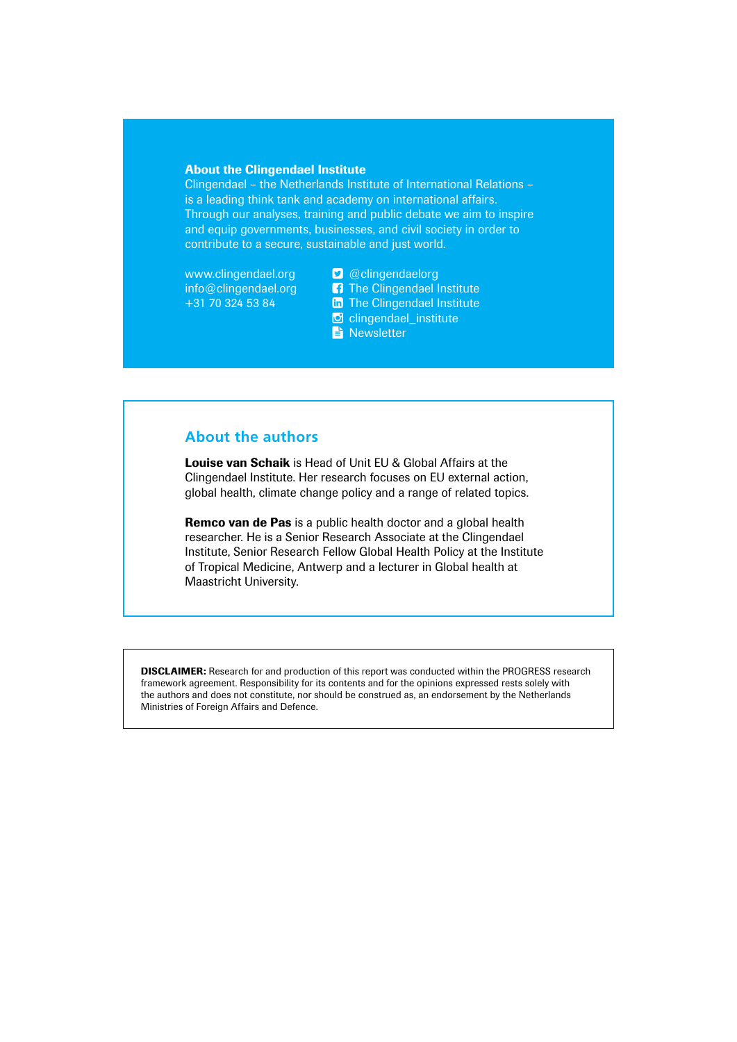### About the Clingendael Institute

Clingendael – the Netherlands Institute of International Relations – is a leading think tank and academy on international affairs. Through our analyses, training and public debate we aim to inspire and equip governments, businesses, and civil society in order to contribute to a secure, sustainable and just world.

www.clingendael.org
info@clingendael.org
+31 70 324 53 84

@clingendaelorg
The Clingendael Institute
The Clingendael Institute
clingendael_institute
Newsletter

## About the authors

**Louise van Schaik** is Head of Unit EU & Global Affairs at the Clingendael Institute. Her research focuses on EU external action, global health, climate change policy and a range of related topics.

**Remco van de Pas** is a public health doctor and a global health researcher. He is a Senior Research Associate at the Clingendael Institute, Senior Research Fellow Global Health Policy at the Institute of Tropical Medicine, Antwerp and a lecturer in Global health at Maastricht University.

**DISCLAIMER:** Research for and production of this report was conducted within the PROGRESS research framework agreement. Responsibility for its contents and for the opinions expressed rests solely with the authors and does not constitute, nor should be construed as, an endorsement by the Netherlands Ministries of Foreign Affairs and Defence.